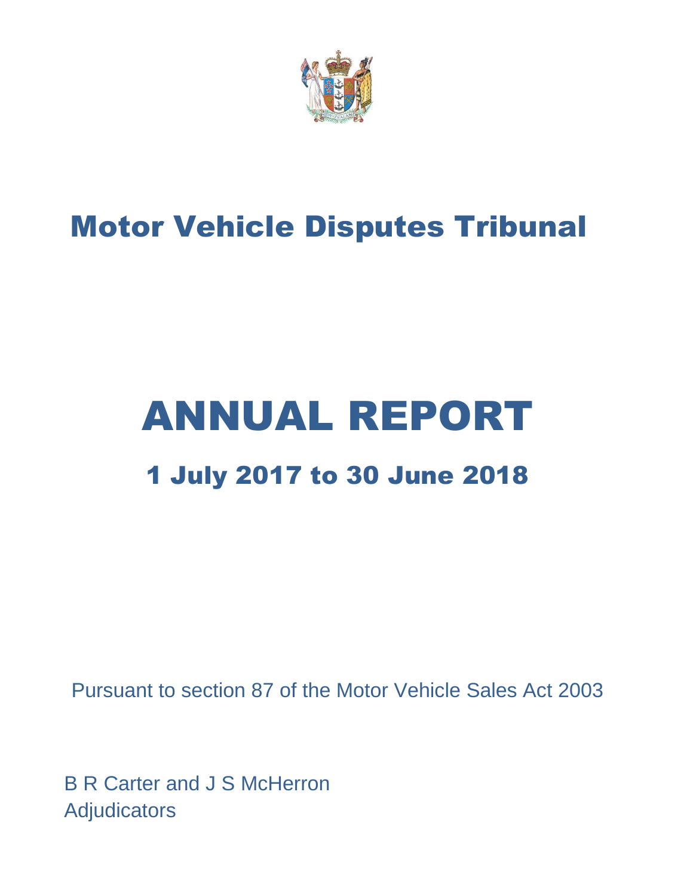# Motor Vehicle Disputes Tribunal

# ANNUAL REPORT

## 1 July 2017 to 30 June 2018

Pursuant to section 87 of the Motor Vehicle Sales Act 2003

B R Carter and J S McHerron
Adjudicators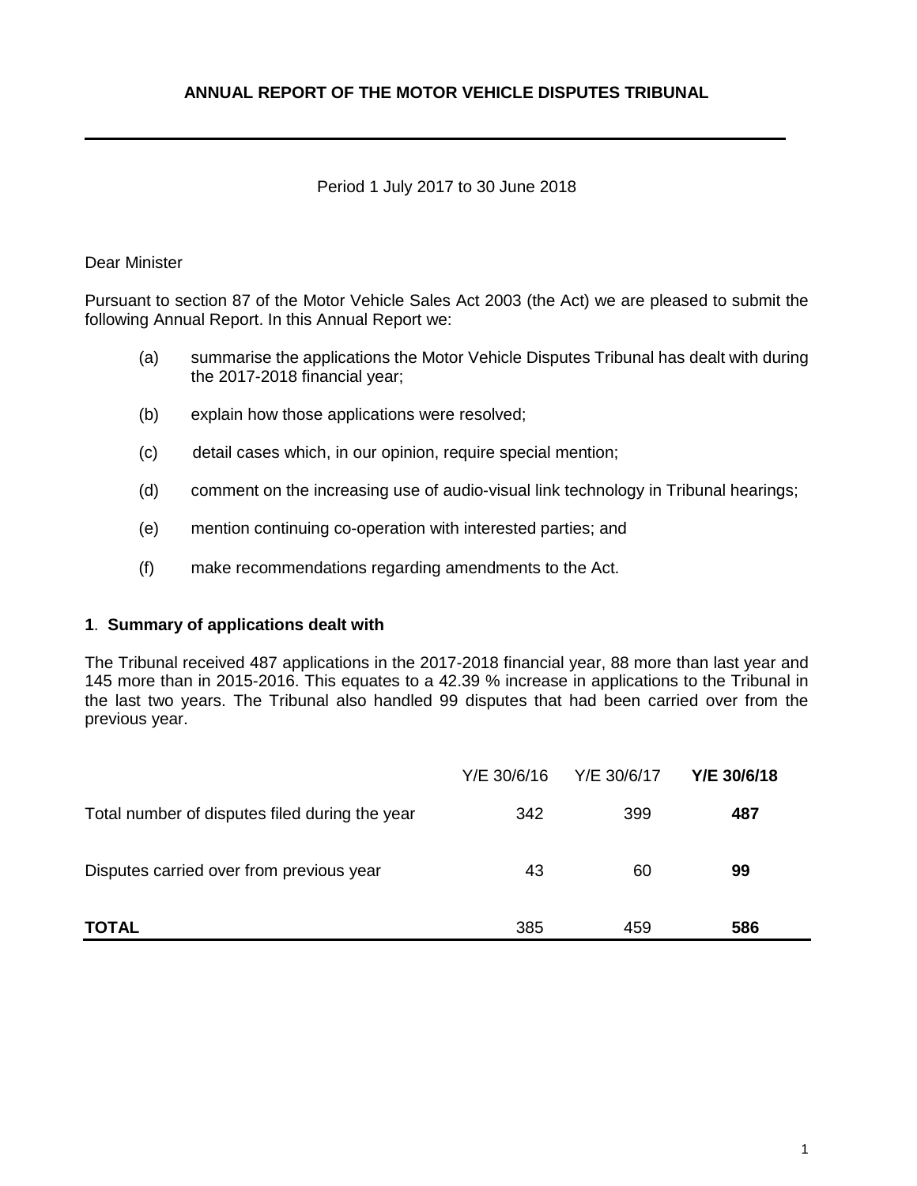# ANNUAL REPORT OF THE MOTOR VEHICLE DISPUTES TRIBUNAL

Period 1 July 2017 to 30 June 2018

Dear Minister

Pursuant to section 87 of the Motor Vehicle Sales Act 2003 (the Act) we are pleased to submit the following Annual Report. In this Annual Report we:

(a) summarise the applications the Motor Vehicle Disputes Tribunal has dealt with during the 2017-2018 financial year;

(b) explain how those applications were resolved;

(c) detail cases which, in our opinion, require special mention;

(d) comment on the increasing use of audio-visual link technology in Tribunal hearings;

(e) mention continuing co-operation with interested parties; and

(f) make recommendations regarding amendments to the Act.

## 1. Summary of applications dealt with

The Tribunal received 487 applications in the 2017-2018 financial year, 88 more than last year and 145 more than in 2015-2016. This equates to a 42.39 % increase in applications to the Tribunal in the last two years. The Tribunal also handled 99 disputes that had been carried over from the previous year.

| | Y/E 30/6/16 | Y/E 30/6/17 | **Y/E 30/6/18** |
|---|---|---|---|
| Total number of disputes filed during the year | 342 | 399 | **487** |
| Disputes carried over from previous year | 43 | 60 | **99** |
| **TOTAL** | 385 | 459 | **586** |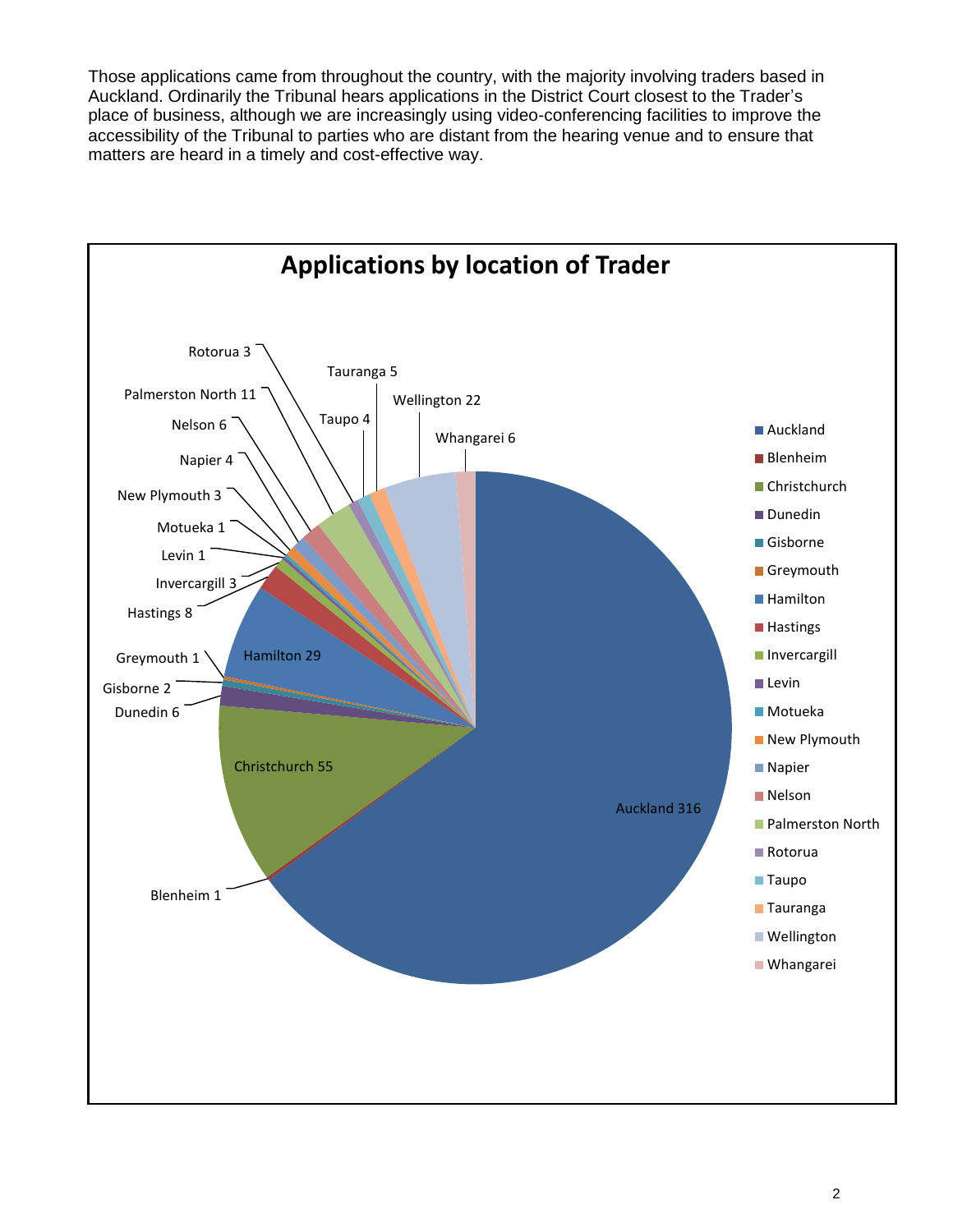Those applications came from throughout the country, with the majority involving traders based in Auckland. Ordinarily the Tribunal hears applications in the District Court closest to the Trader's place of business, although we are increasingly using video-conferencing facilities to improve the accessibility of the Tribunal to parties who are distant from the hearing venue and to ensure that matters are heard in a timely and cost-effective way.

## Applications by location of Trader

| Location | Applications |
| --- | --- |
| Auckland | 316 |
| Blenheim | 1 |
| Christchurch | 55 |
| Dunedin | 6 |
| Gisborne | 2 |
| Greymouth | 1 |
| Hamilton | 29 |
| Hastings | 8 |
| Invercargill | 3 |
| Levin | 1 |
| Motueka | 1 |
| New Plymouth | 3 |
| Napier | 4 |
| Nelson | 6 |
| Palmerston North | 11 |
| Rotorua | 3 |
| Taupo | 4 |
| Tauranga | 5 |
| Wellington | 22 |
| Whangarei | 6 |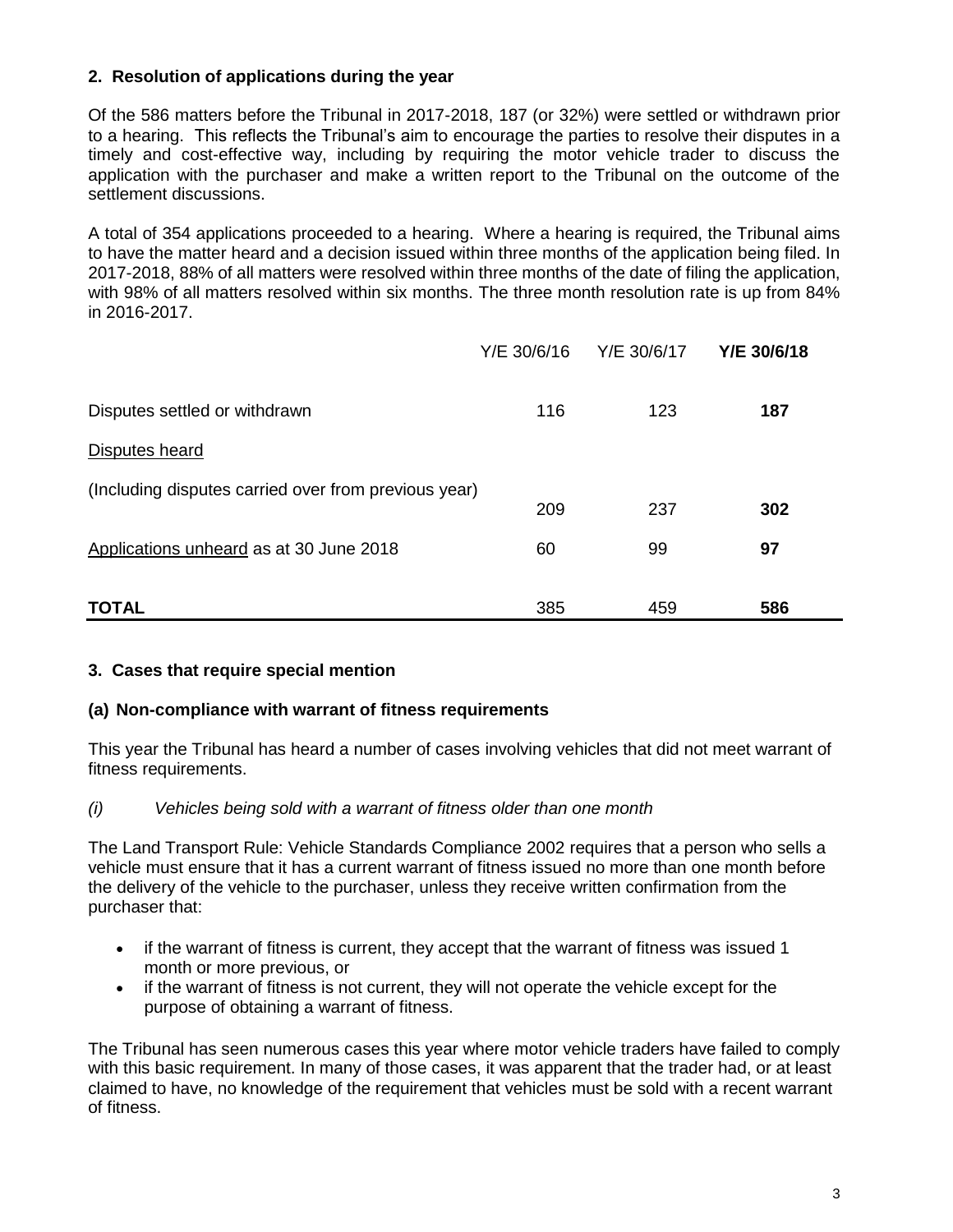## 2. Resolution of applications during the year

Of the 586 matters before the Tribunal in 2017-2018, 187 (or 32%) were settled or withdrawn prior to a hearing. This reflects the Tribunal's aim to encourage the parties to resolve their disputes in a timely and cost-effective way, including by requiring the motor vehicle trader to discuss the application with the purchaser and make a written report to the Tribunal on the outcome of the settlement discussions.

A total of 354 applications proceeded to a hearing. Where a hearing is required, the Tribunal aims to have the matter heard and a decision issued within three months of the application being filed. In 2017-2018, 88% of all matters were resolved within three months of the date of filing the application, with 98% of all matters resolved within six months. The three month resolution rate is up from 84% in 2016-2017.

| | Y/E 30/6/16 | Y/E 30/6/17 | **Y/E 30/6/18** |
|---|---|---|---|
| Disputes settled or withdrawn | 116 | 123 | **187** |
| Disputes heard<br>(Including disputes carried over from previous year) | 209 | 237 | **302** |
| Applications unheard as at 30 June 2018 | 60 | 99 | **97** |
| **TOTAL** | 385 | 459 | **586** |

## 3. Cases that require special mention

### (a) Non-compliance with warrant of fitness requirements

This year the Tribunal has heard a number of cases involving vehicles that did not meet warrant of fitness requirements.

*(i) Vehicles being sold with a warrant of fitness older than one month*

The Land Transport Rule: Vehicle Standards Compliance 2002 requires that a person who sells a vehicle must ensure that it has a current warrant of fitness issued no more than one month before the delivery of the vehicle to the purchaser, unless they receive written confirmation from the purchaser that:

- if the warrant of fitness is current, they accept that the warrant of fitness was issued 1 month or more previous, or
- if the warrant of fitness is not current, they will not operate the vehicle except for the purpose of obtaining a warrant of fitness.

The Tribunal has seen numerous cases this year where motor vehicle traders have failed to comply with this basic requirement. In many of those cases, it was apparent that the trader had, or at least claimed to have, no knowledge of the requirement that vehicles must be sold with a recent warrant of fitness.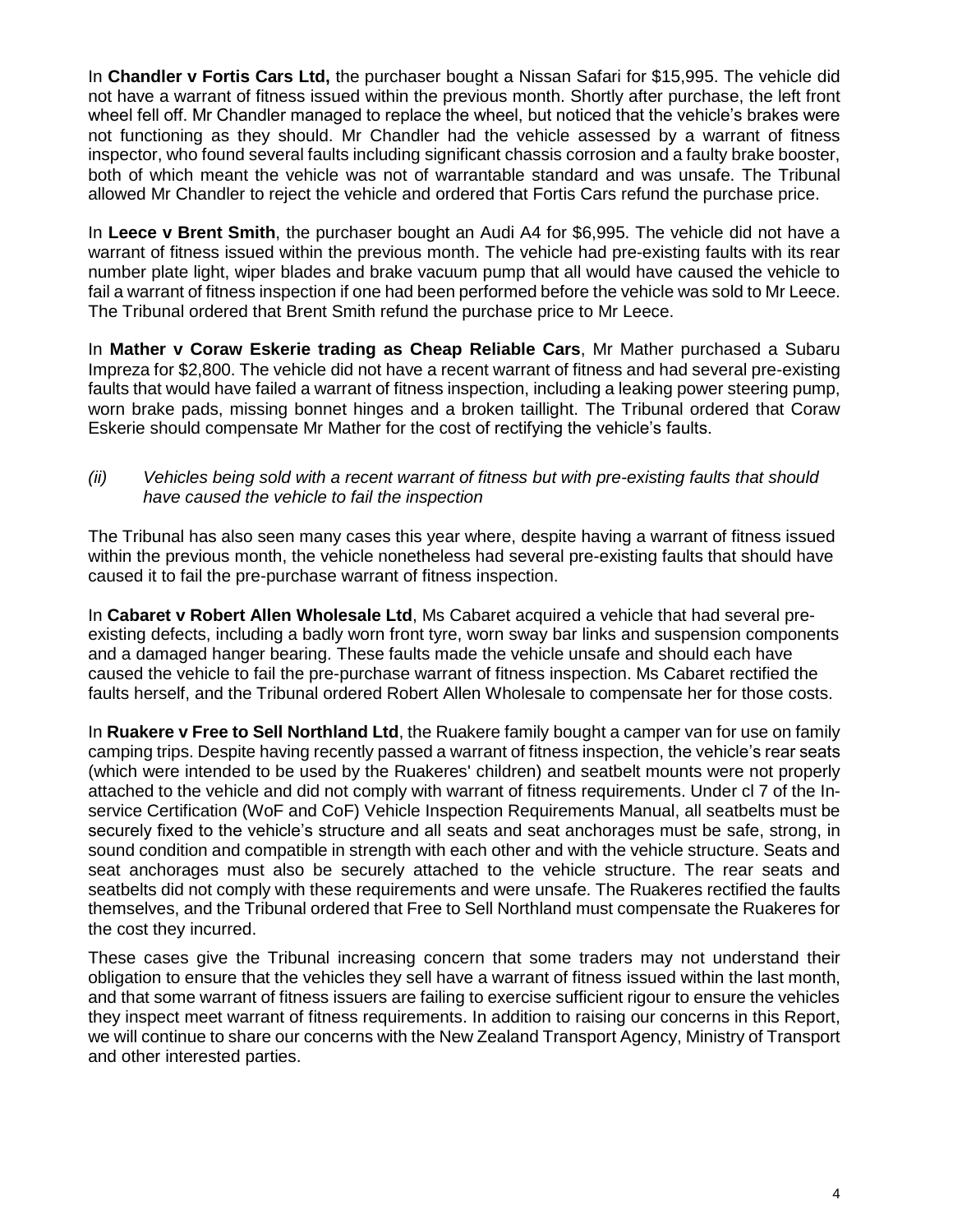In **Chandler v Fortis Cars Ltd,** the purchaser bought a Nissan Safari for $15,995. The vehicle did not have a warrant of fitness issued within the previous month. Shortly after purchase, the left front wheel fell off. Mr Chandler managed to replace the wheel, but noticed that the vehicle's brakes were not functioning as they should. Mr Chandler had the vehicle assessed by a warrant of fitness inspector, who found several faults including significant chassis corrosion and a faulty brake booster, both of which meant the vehicle was not of warrantable standard and was unsafe. The Tribunal allowed Mr Chandler to reject the vehicle and ordered that Fortis Cars refund the purchase price.

In **Leece v Brent Smith**, the purchaser bought an Audi A4 for $6,995. The vehicle did not have a warrant of fitness issued within the previous month. The vehicle had pre-existing faults with its rear number plate light, wiper blades and brake vacuum pump that all would have caused the vehicle to fail a warrant of fitness inspection if one had been performed before the vehicle was sold to Mr Leece. The Tribunal ordered that Brent Smith refund the purchase price to Mr Leece.

In **Mather v Coraw Eskerie trading as Cheap Reliable Cars**, Mr Mather purchased a Subaru Impreza for $2,800. The vehicle did not have a recent warrant of fitness and had several pre-existing faults that would have failed a warrant of fitness inspection, including a leaking power steering pump, worn brake pads, missing bonnet hinges and a broken taillight. The Tribunal ordered that Coraw Eskerie should compensate Mr Mather for the cost of rectifying the vehicle's faults.

*(ii) Vehicles being sold with a recent warrant of fitness but with pre-existing faults that should have caused the vehicle to fail the inspection*

The Tribunal has also seen many cases this year where, despite having a warrant of fitness issued within the previous month, the vehicle nonetheless had several pre-existing faults that should have caused it to fail the pre-purchase warrant of fitness inspection.

In **Cabaret v Robert Allen Wholesale Ltd**, Ms Cabaret acquired a vehicle that had several pre-existing defects, including a badly worn front tyre, worn sway bar links and suspension components and a damaged hanger bearing. These faults made the vehicle unsafe and should each have caused the vehicle to fail the pre-purchase warrant of fitness inspection. Ms Cabaret rectified the faults herself, and the Tribunal ordered Robert Allen Wholesale to compensate her for those costs.

In **Ruakere v Free to Sell Northland Ltd**, the Ruakere family bought a camper van for use on family camping trips. Despite having recently passed a warrant of fitness inspection, the vehicle's rear seats (which were intended to be used by the Ruakeres' children) and seatbelt mounts were not properly attached to the vehicle and did not comply with warrant of fitness requirements. Under cl 7 of the In-service Certification (WoF and CoF) Vehicle Inspection Requirements Manual, all seatbelts must be securely fixed to the vehicle's structure and all seats and seat anchorages must be safe, strong, in sound condition and compatible in strength with each other and with the vehicle structure. Seats and seat anchorages must also be securely attached to the vehicle structure. The rear seats and seatbelts did not comply with these requirements and were unsafe. The Ruakeres rectified the faults themselves, and the Tribunal ordered that Free to Sell Northland must compensate the Ruakeres for the cost they incurred.

These cases give the Tribunal increasing concern that some traders may not understand their obligation to ensure that the vehicles they sell have a warrant of fitness issued within the last month, and that some warrant of fitness issuers are failing to exercise sufficient rigour to ensure the vehicles they inspect meet warrant of fitness requirements. In addition to raising our concerns in this Report, we will continue to share our concerns with the New Zealand Transport Agency, Ministry of Transport and other interested parties.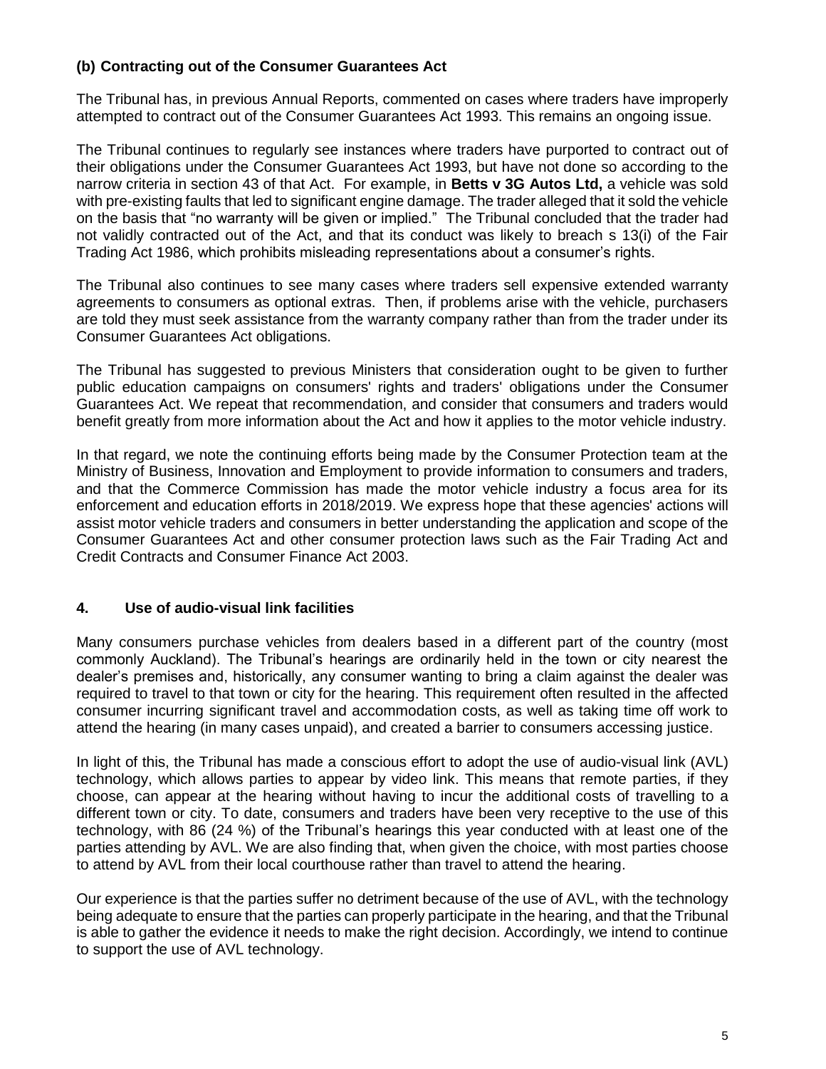### (b) Contracting out of the Consumer Guarantees Act

The Tribunal has, in previous Annual Reports, commented on cases where traders have improperly attempted to contract out of the Consumer Guarantees Act 1993. This remains an ongoing issue.

The Tribunal continues to regularly see instances where traders have purported to contract out of their obligations under the Consumer Guarantees Act 1993, but have not done so according to the narrow criteria in section 43 of that Act. For example, in **Betts v 3G Autos Ltd,** a vehicle was sold with pre-existing faults that led to significant engine damage. The trader alleged that it sold the vehicle on the basis that "no warranty will be given or implied." The Tribunal concluded that the trader had not validly contracted out of the Act, and that its conduct was likely to breach s 13(i) of the Fair Trading Act 1986, which prohibits misleading representations about a consumer's rights.

The Tribunal also continues to see many cases where traders sell expensive extended warranty agreements to consumers as optional extras. Then, if problems arise with the vehicle, purchasers are told they must seek assistance from the warranty company rather than from the trader under its Consumer Guarantees Act obligations.

The Tribunal has suggested to previous Ministers that consideration ought to be given to further public education campaigns on consumers' rights and traders' obligations under the Consumer Guarantees Act. We repeat that recommendation, and consider that consumers and traders would benefit greatly from more information about the Act and how it applies to the motor vehicle industry.

In that regard, we note the continuing efforts being made by the Consumer Protection team at the Ministry of Business, Innovation and Employment to provide information to consumers and traders, and that the Commerce Commission has made the motor vehicle industry a focus area for its enforcement and education efforts in 2018/2019. We express hope that these agencies' actions will assist motor vehicle traders and consumers in better understanding the application and scope of the Consumer Guarantees Act and other consumer protection laws such as the Fair Trading Act and Credit Contracts and Consumer Finance Act 2003.

## 4. Use of audio-visual link facilities

Many consumers purchase vehicles from dealers based in a different part of the country (most commonly Auckland). The Tribunal's hearings are ordinarily held in the town or city nearest the dealer's premises and, historically, any consumer wanting to bring a claim against the dealer was required to travel to that town or city for the hearing. This requirement often resulted in the affected consumer incurring significant travel and accommodation costs, as well as taking time off work to attend the hearing (in many cases unpaid), and created a barrier to consumers accessing justice.

In light of this, the Tribunal has made a conscious effort to adopt the use of audio-visual link (AVL) technology, which allows parties to appear by video link. This means that remote parties, if they choose, can appear at the hearing without having to incur the additional costs of travelling to a different town or city. To date, consumers and traders have been very receptive to the use of this technology, with 86 (24 %) of the Tribunal's hearings this year conducted with at least one of the parties attending by AVL. We are also finding that, when given the choice, with most parties choose to attend by AVL from their local courthouse rather than travel to attend the hearing.

Our experience is that the parties suffer no detriment because of the use of AVL, with the technology being adequate to ensure that the parties can properly participate in the hearing, and that the Tribunal is able to gather the evidence it needs to make the right decision. Accordingly, we intend to continue to support the use of AVL technology.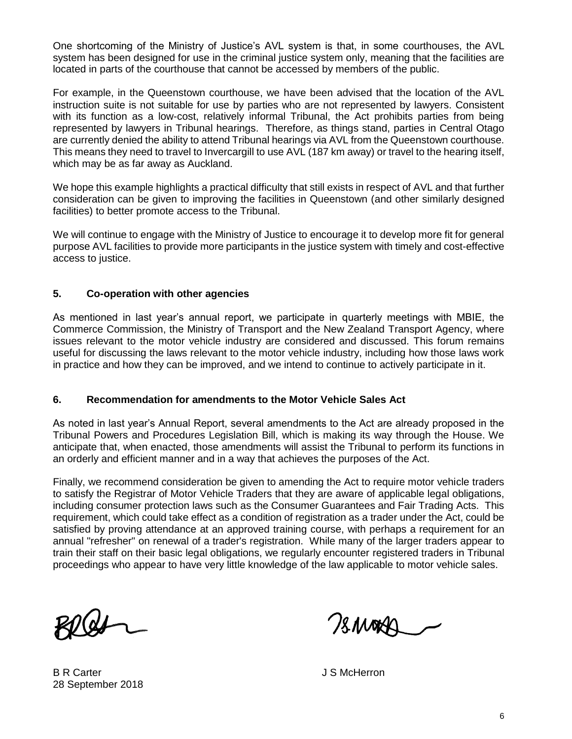One shortcoming of the Ministry of Justice's AVL system is that, in some courthouses, the AVL system has been designed for use in the criminal justice system only, meaning that the facilities are located in parts of the courthouse that cannot be accessed by members of the public.

For example, in the Queenstown courthouse, we have been advised that the location of the AVL instruction suite is not suitable for use by parties who are not represented by lawyers. Consistent with its function as a low-cost, relatively informal Tribunal, the Act prohibits parties from being represented by lawyers in Tribunal hearings. Therefore, as things stand, parties in Central Otago are currently denied the ability to attend Tribunal hearings via AVL from the Queenstown courthouse. This means they need to travel to Invercargill to use AVL (187 km away) or travel to the hearing itself, which may be as far away as Auckland.

We hope this example highlights a practical difficulty that still exists in respect of AVL and that further consideration can be given to improving the facilities in Queenstown (and other similarly designed facilities) to better promote access to the Tribunal.

We will continue to engage with the Ministry of Justice to encourage it to develop more fit for general purpose AVL facilities to provide more participants in the justice system with timely and cost-effective access to justice.

## 5. Co-operation with other agencies

As mentioned in last year's annual report, we participate in quarterly meetings with MBIE, the Commerce Commission, the Ministry of Transport and the New Zealand Transport Agency, where issues relevant to the motor vehicle industry are considered and discussed. This forum remains useful for discussing the laws relevant to the motor vehicle industry, including how those laws work in practice and how they can be improved, and we intend to continue to actively participate in it.

## 6. Recommendation for amendments to the Motor Vehicle Sales Act

As noted in last year's Annual Report, several amendments to the Act are already proposed in the Tribunal Powers and Procedures Legislation Bill, which is making its way through the House. We anticipate that, when enacted, those amendments will assist the Tribunal to perform its functions in an orderly and efficient manner and in a way that achieves the purposes of the Act.

Finally, we recommend consideration be given to amending the Act to require motor vehicle traders to satisfy the Registrar of Motor Vehicle Traders that they are aware of applicable legal obligations, including consumer protection laws such as the Consumer Guarantees and Fair Trading Acts. This requirement, which could take effect as a condition of registration as a trader under the Act, could be satisfied by proving attendance at an approved training course, with perhaps a requirement for an annual "refresher" on renewal of a trader's registration. While many of the larger traders appear to train their staff on their basic legal obligations, we regularly encounter registered traders in Tribunal proceedings who appear to have very little knowledge of the law applicable to motor vehicle sales.

B R Carter
28 September 2018

J S McHerron